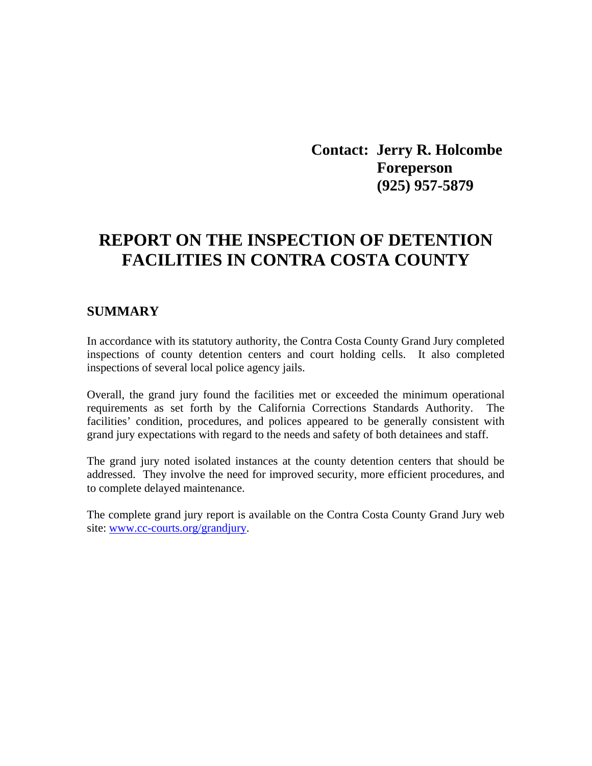**Contact: Jerry R. Holcombe**
**Foreperson**
**(925) 957-5879**

# REPORT ON THE INSPECTION OF DETENTION FACILITIES IN CONTRA COSTA COUNTY

## SUMMARY

In accordance with its statutory authority, the Contra Costa County Grand Jury completed inspections of county detention centers and court holding cells. It also completed inspections of several local police agency jails.

Overall, the grand jury found the facilities met or exceeded the minimum operational requirements as set forth by the California Corrections Standards Authority. The facilities' condition, procedures, and polices appeared to be generally consistent with grand jury expectations with regard to the needs and safety of both detainees and staff.

The grand jury noted isolated instances at the county detention centers that should be addressed. They involve the need for improved security, more efficient procedures, and to complete delayed maintenance.

The complete grand jury report is available on the Contra Costa County Grand Jury web site: www.cc-courts.org/grandjury.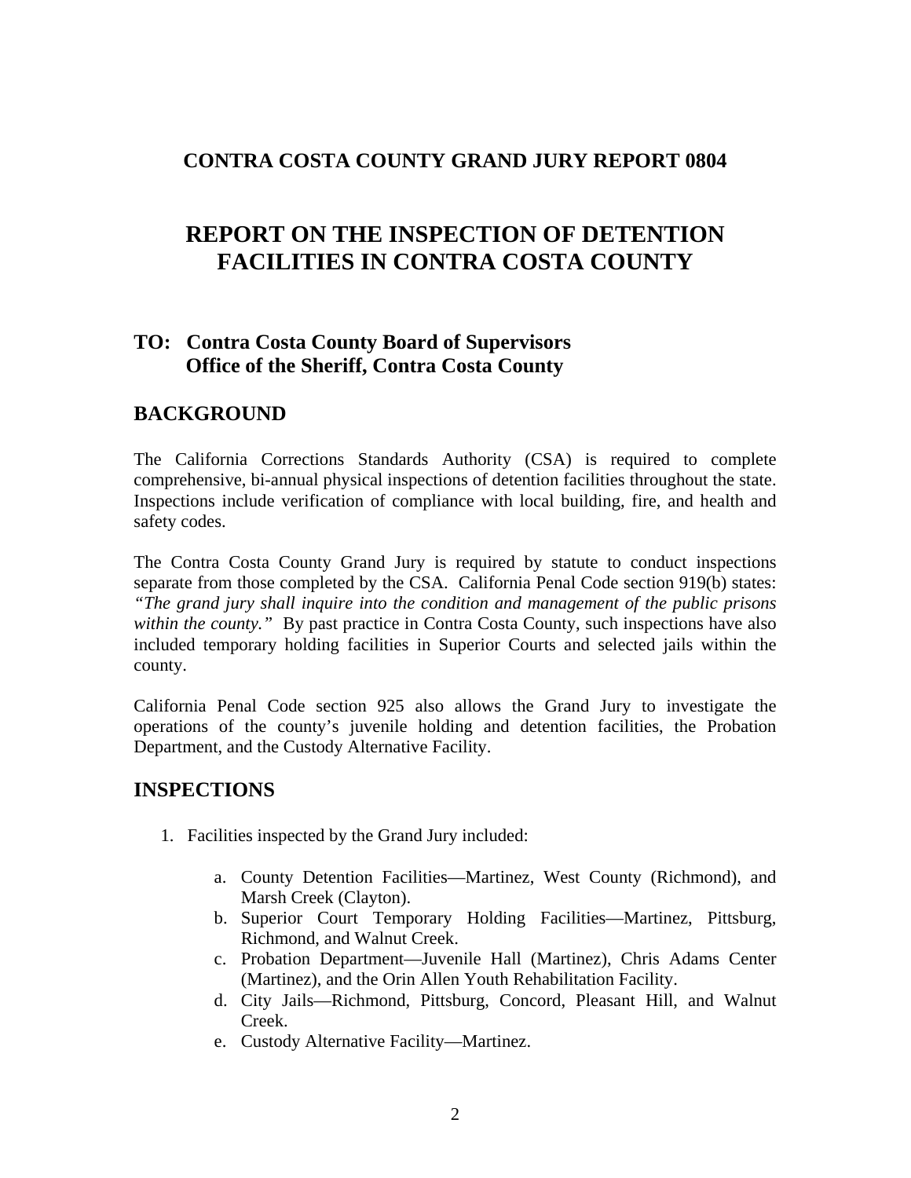## CONTRA COSTA COUNTY GRAND JURY REPORT 0804

# REPORT ON THE INSPECTION OF DETENTION FACILITIES IN CONTRA COSTA COUNTY

### TO: Contra Costa County Board of Supervisors
### Office of the Sheriff, Contra Costa County

## BACKGROUND

The California Corrections Standards Authority (CSA) is required to complete comprehensive, bi-annual physical inspections of detention facilities throughout the state. Inspections include verification of compliance with local building, fire, and health and safety codes.

The Contra Costa County Grand Jury is required by statute to conduct inspections separate from those completed by the CSA. California Penal Code section 919(b) states: *"The grand jury shall inquire into the condition and management of the public prisons within the county."* By past practice in Contra Costa County, such inspections have also included temporary holding facilities in Superior Courts and selected jails within the county.

California Penal Code section 925 also allows the Grand Jury to investigate the operations of the county's juvenile holding and detention facilities, the Probation Department, and the Custody Alternative Facility.

## INSPECTIONS

1. Facilities inspected by the Grand Jury included:

    a. County Detention Facilities—Martinez, West County (Richmond), and Marsh Creek (Clayton).
    b. Superior Court Temporary Holding Facilities—Martinez, Pittsburg, Richmond, and Walnut Creek.
    c. Probation Department—Juvenile Hall (Martinez), Chris Adams Center (Martinez), and the Orin Allen Youth Rehabilitation Facility.
    d. City Jails—Richmond, Pittsburg, Concord, Pleasant Hill, and Walnut Creek.
    e. Custody Alternative Facility—Martinez.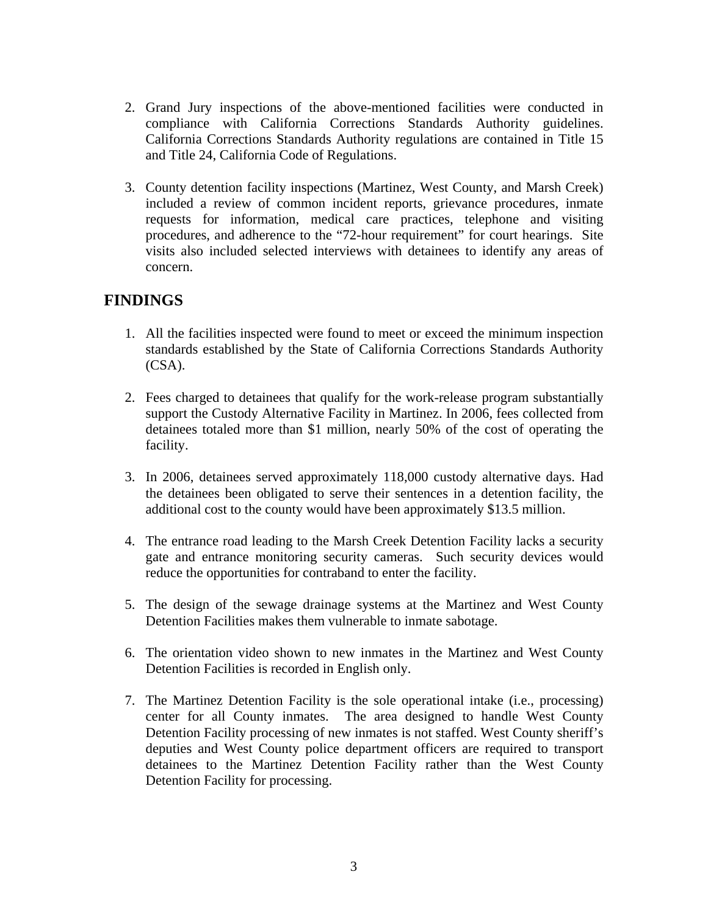2. Grand Jury inspections of the above-mentioned facilities were conducted in compliance with California Corrections Standards Authority guidelines. California Corrections Standards Authority regulations are contained in Title 15 and Title 24, California Code of Regulations.

3. County detention facility inspections (Martinez, West County, and Marsh Creek) included a review of common incident reports, grievance procedures, inmate requests for information, medical care practices, telephone and visiting procedures, and adherence to the "72-hour requirement" for court hearings. Site visits also included selected interviews with detainees to identify any areas of concern.

## FINDINGS

1. All the facilities inspected were found to meet or exceed the minimum inspection standards established by the State of California Corrections Standards Authority (CSA).

2. Fees charged to detainees that qualify for the work-release program substantially support the Custody Alternative Facility in Martinez. In 2006, fees collected from detainees totaled more than $1 million, nearly 50% of the cost of operating the facility.

3. In 2006, detainees served approximately 118,000 custody alternative days. Had the detainees been obligated to serve their sentences in a detention facility, the additional cost to the county would have been approximately $13.5 million.

4. The entrance road leading to the Marsh Creek Detention Facility lacks a security gate and entrance monitoring security cameras. Such security devices would reduce the opportunities for contraband to enter the facility.

5. The design of the sewage drainage systems at the Martinez and West County Detention Facilities makes them vulnerable to inmate sabotage.

6. The orientation video shown to new inmates in the Martinez and West County Detention Facilities is recorded in English only.

7. The Martinez Detention Facility is the sole operational intake (i.e., processing) center for all County inmates. The area designed to handle West County Detention Facility processing of new inmates is not staffed. West County sheriff's deputies and West County police department officers are required to transport detainees to the Martinez Detention Facility rather than the West County Detention Facility for processing.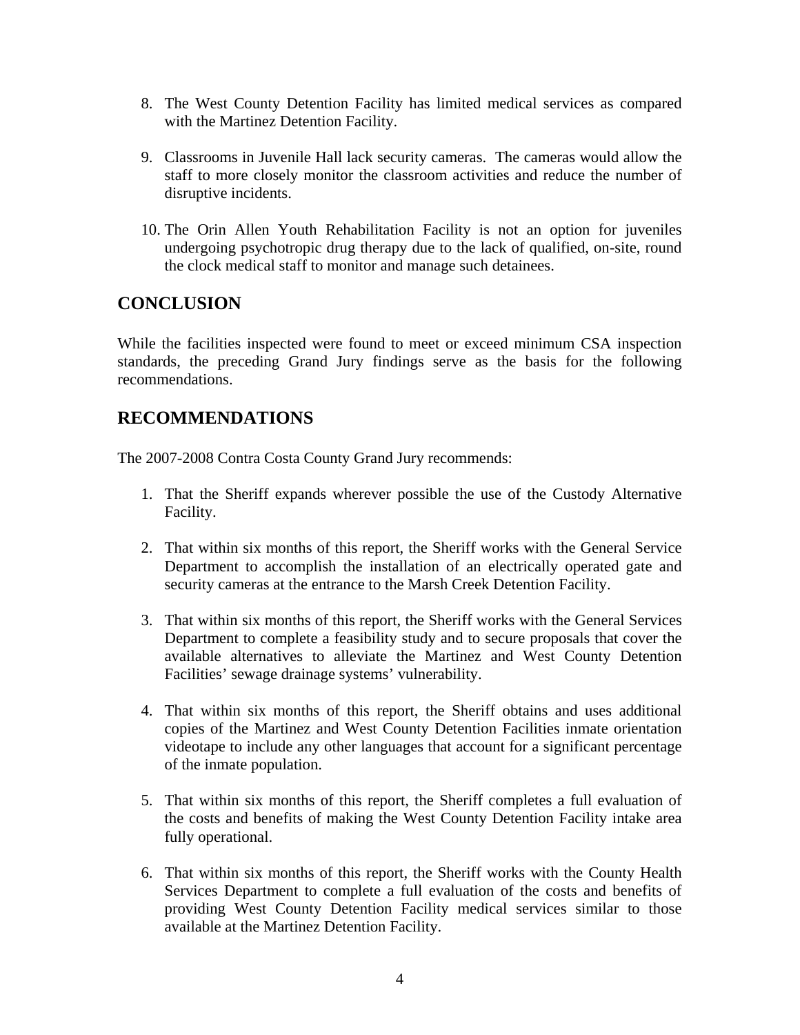8. The West County Detention Facility has limited medical services as compared with the Martinez Detention Facility.

9. Classrooms in Juvenile Hall lack security cameras. The cameras would allow the staff to more closely monitor the classroom activities and reduce the number of disruptive incidents.

10. The Orin Allen Youth Rehabilitation Facility is not an option for juveniles undergoing psychotropic drug therapy due to the lack of qualified, on-site, round the clock medical staff to monitor and manage such detainees.

## CONCLUSION

While the facilities inspected were found to meet or exceed minimum CSA inspection standards, the preceding Grand Jury findings serve as the basis for the following recommendations.

## RECOMMENDATIONS

The 2007-2008 Contra Costa County Grand Jury recommends:

1. That the Sheriff expands wherever possible the use of the Custody Alternative Facility.

2. That within six months of this report, the Sheriff works with the General Service Department to accomplish the installation of an electrically operated gate and security cameras at the entrance to the Marsh Creek Detention Facility.

3. That within six months of this report, the Sheriff works with the General Services Department to complete a feasibility study and to secure proposals that cover the available alternatives to alleviate the Martinez and West County Detention Facilities' sewage drainage systems' vulnerability.

4. That within six months of this report, the Sheriff obtains and uses additional copies of the Martinez and West County Detention Facilities inmate orientation videotape to include any other languages that account for a significant percentage of the inmate population.

5. That within six months of this report, the Sheriff completes a full evaluation of the costs and benefits of making the West County Detention Facility intake area fully operational.

6. That within six months of this report, the Sheriff works with the County Health Services Department to complete a full evaluation of the costs and benefits of providing West County Detention Facility medical services similar to those available at the Martinez Detention Facility.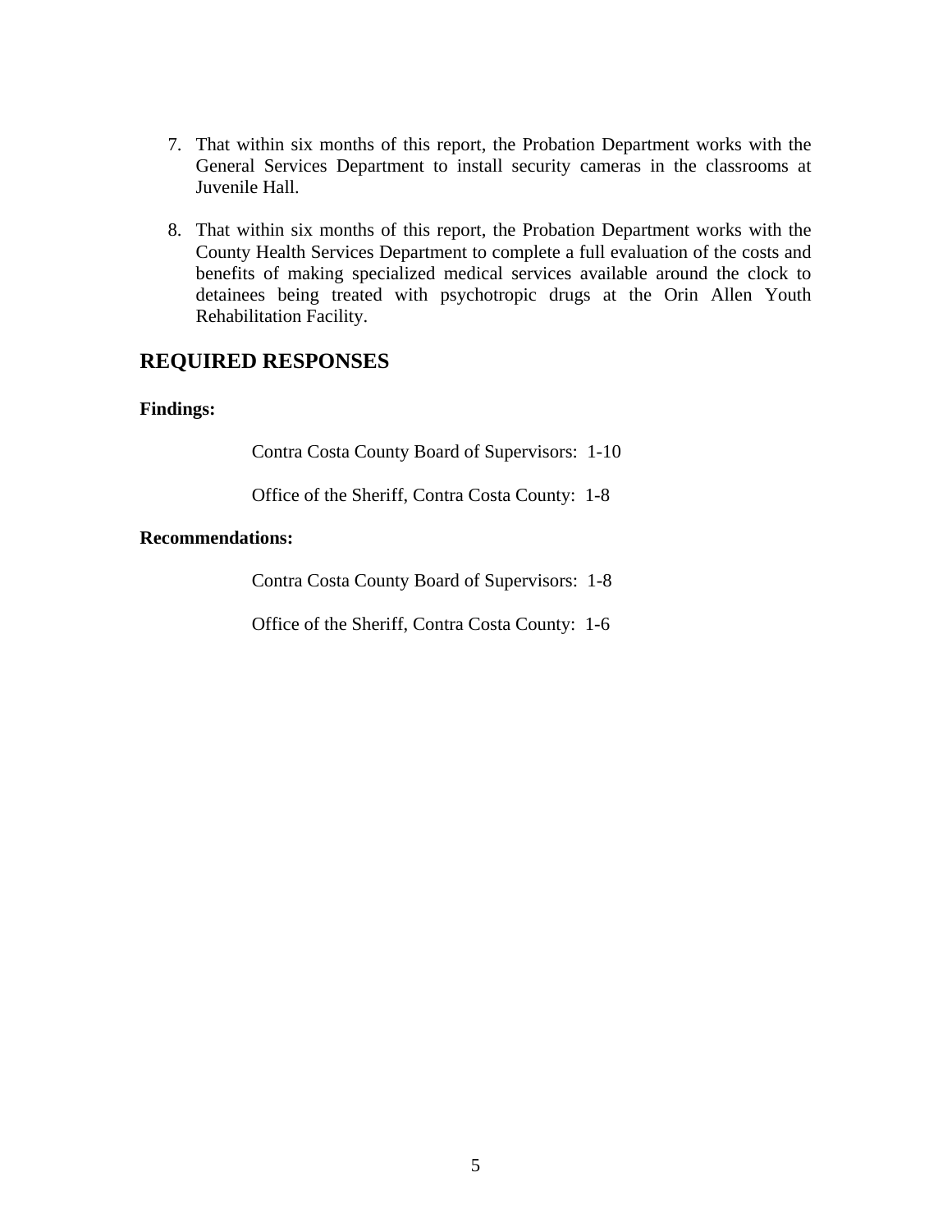7. That within six months of this report, the Probation Department works with the General Services Department to install security cameras in the classrooms at Juvenile Hall.

8. That within six months of this report, the Probation Department works with the County Health Services Department to complete a full evaluation of the costs and benefits of making specialized medical services available around the clock to detainees being treated with psychotropic drugs at the Orin Allen Youth Rehabilitation Facility.

## REQUIRED RESPONSES

**Findings:**

Contra Costa County Board of Supervisors: 1-10

Office of the Sheriff, Contra Costa County: 1-8

**Recommendations:**

Contra Costa County Board of Supervisors: 1-8

Office of the Sheriff, Contra Costa County: 1-6